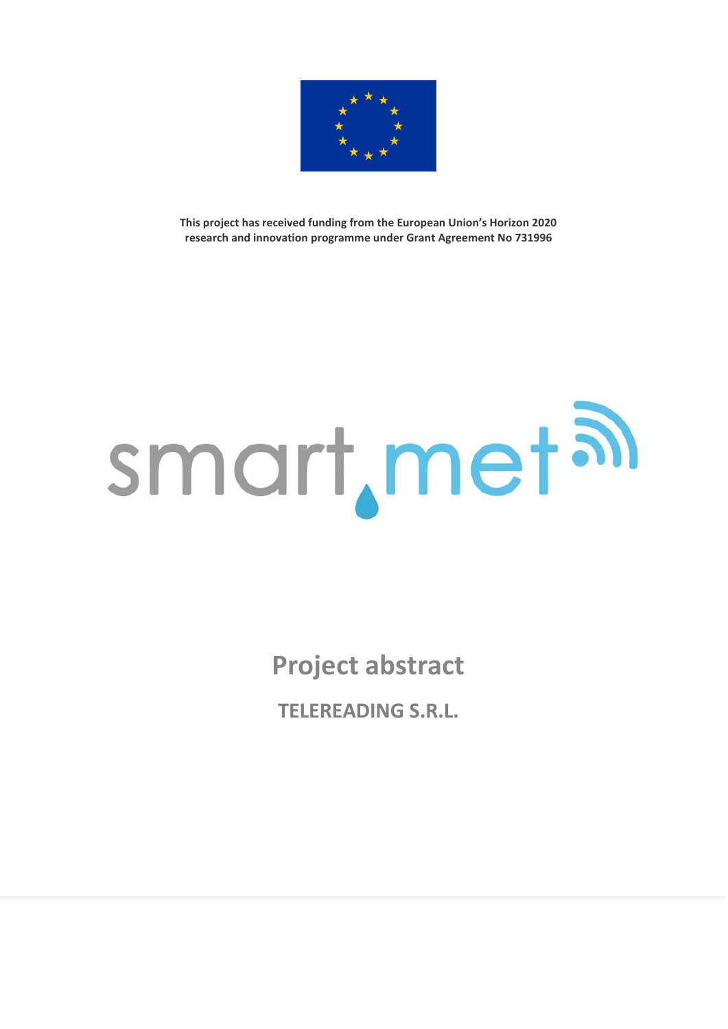**This project has received funding from the European Union's Horizon 2020 research and innovation programme under Grant Agreement No 731996**

smart.met

# Project abstract

## TELEREADING S.R.L.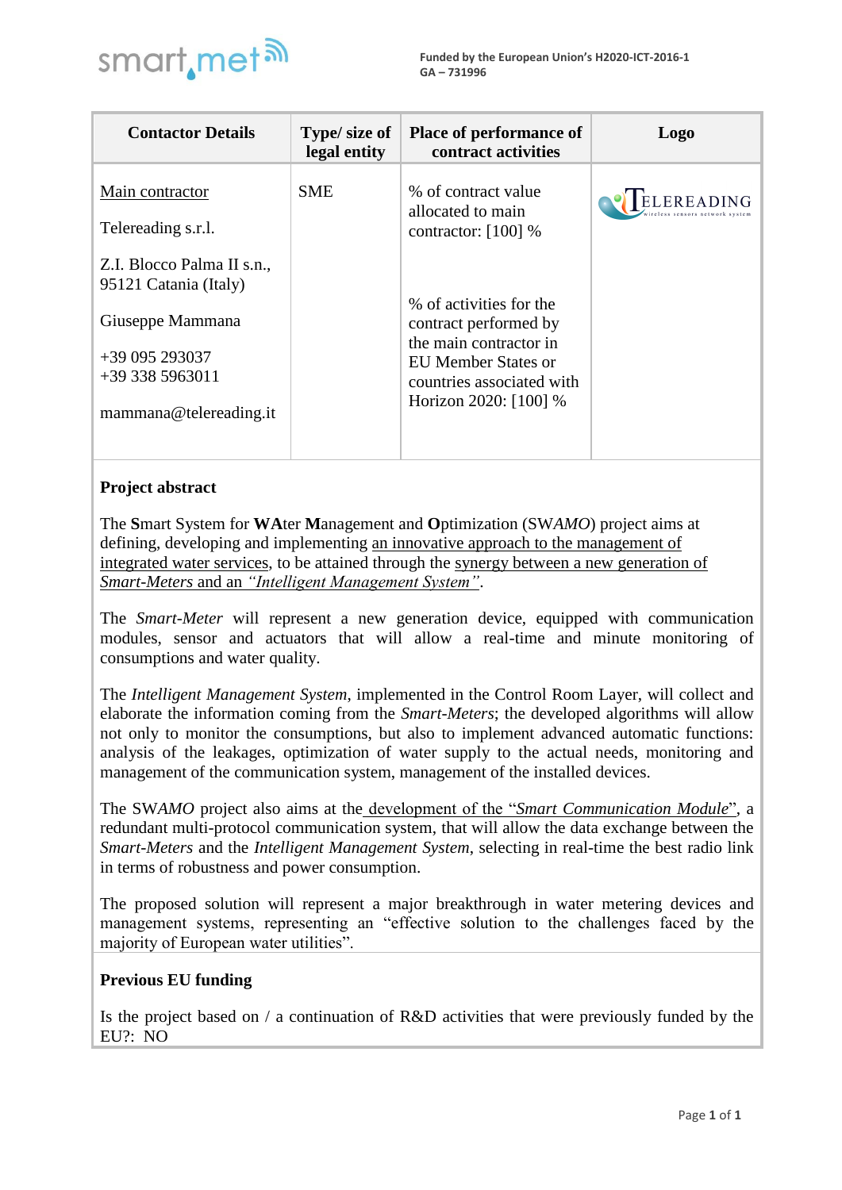| Contactor Details | Type/ size of legal entity | Place of performance of contract activities | Logo |
|---|---|---|---|
| Main contractor<br><br>Telereading s.r.l.<br><br>Z.I. Blocco Palma II s.n., 95121 Catania (Italy)<br><br>Giuseppe Mammana<br><br>+39 095 293037<br>+39 338 5963011<br><br>mammana@telereading.it | SME | % of contract value allocated to main contractor: [100] %<br><br>% of activities for the contract performed by the main contractor in EU Member States or countries associated with Horizon 2020: [100] % | TELEREADING wireless sensors network system |

**Project abstract**

The **S**mart System for **WA**ter **M**anagement and **O**ptimization (SW*AMO*) project aims at defining, developing and implementing an innovative approach to the management of integrated water services, to be attained through the synergy between a new generation of *Smart-Meters* and an *"Intelligent Management System"*.

The *Smart-Meter* will represent a new generation device, equipped with communication modules, sensor and actuators that will allow a real-time and minute monitoring of consumptions and water quality.

The *Intelligent Management System*, implemented in the Control Room Layer, will collect and elaborate the information coming from the *Smart-Meters*; the developed algorithms will allow not only to monitor the consumptions, but also to implement advanced automatic functions: analysis of the leakages, optimization of water supply to the actual needs, monitoring and management of the communication system, management of the installed devices.

The SW*AMO* project also aims at the development of the "*Smart Communication Module*", a redundant multi-protocol communication system, that will allow the data exchange between the *Smart-Meters* and the *Intelligent Management System*, selecting in real-time the best radio link in terms of robustness and power consumption.

The proposed solution will represent a major breakthrough in water metering devices and management systems, representing an "effective solution to the challenges faced by the majority of European water utilities".

**Previous EU funding**

Is the project based on / a continuation of R&D activities that were previously funded by the EU?: NO